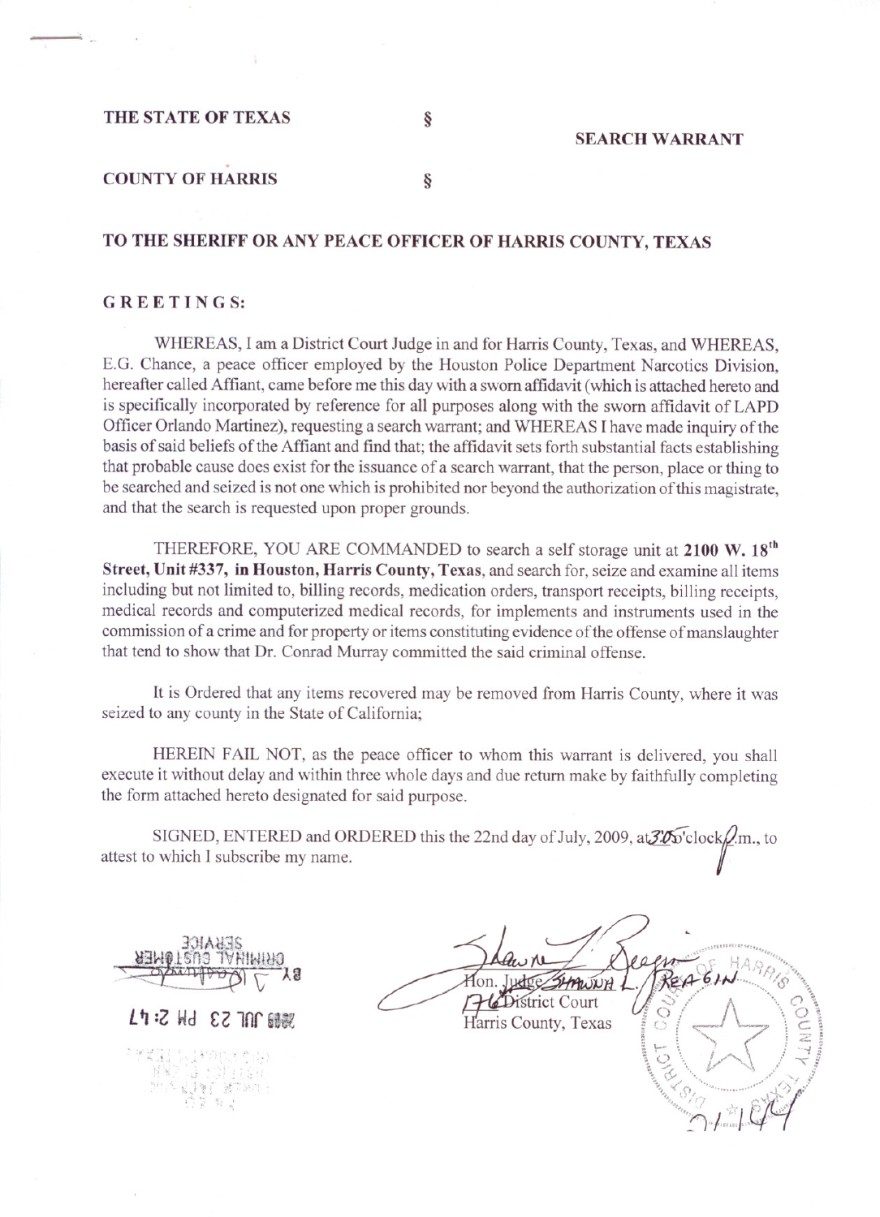**THE STATE OF TEXAS** §

**SEARCH WARRANT**

**COUNTY OF HARRIS** §

**TO THE SHERIFF OR ANY PEACE OFFICER OF HARRIS COUNTY, TEXAS**

**GREETINGS:**

WHEREAS, I am a District Court Judge in and for Harris County, Texas, and WHEREAS, E.G. Chance, a peace officer employed by the Houston Police Department Narcotics Division, hereafter called Affiant, came before me this day with a sworn affidavit (which is attached hereto and is specifically incorporated by reference for all purposes along with the sworn affidavit of LAPD Officer Orlando Martinez), requesting a search warrant; and WHEREAS I have made inquiry of the basis of said beliefs of the Affiant and find that; the affidavit sets forth substantial facts establishing that probable cause does exist for the issuance of a search warrant, that the person, place or thing to be searched and seized is not one which is prohibited nor beyond the authorization of this magistrate, and that the search is requested upon proper grounds.

THEREFORE, YOU ARE COMMANDED to search a self storage unit at **2100 W. 18th Street, Unit #337, in Houston, Harris County, Texas**, and search for, seize and examine all items including but not limited to, billing records, medication orders, transport receipts, billing receipts, medical records and computerized medical records, for implements and instruments used in the commission of a crime and for property or items constituting evidence of the offense of manslaughter that tend to show that Dr. Conrad Murray committed the said criminal offense.

It is Ordered that any items recovered may be removed from Harris County, where it was seized to any county in the State of California;

HEREIN FAIL NOT, as the peace officer to whom this warrant is delivered, you shall execute it without delay and within three whole days and due return make by faithfully completing the form attached hereto designated for said purpose.

SIGNED, ENTERED and ORDERED this the 22nd day of July, 2009, at 3:05 o'clock P.m., to attest to which I subscribe my name.

CRIMINAL CUSTOMER SERVICE
BY

2009 JUL 23 PM 2:47

Hon. Judge SHAWNA L. REAGIN
176 District Court
Harris County, Texas

DISTRICT COURT OF HARRIS COUNTY, TEXAS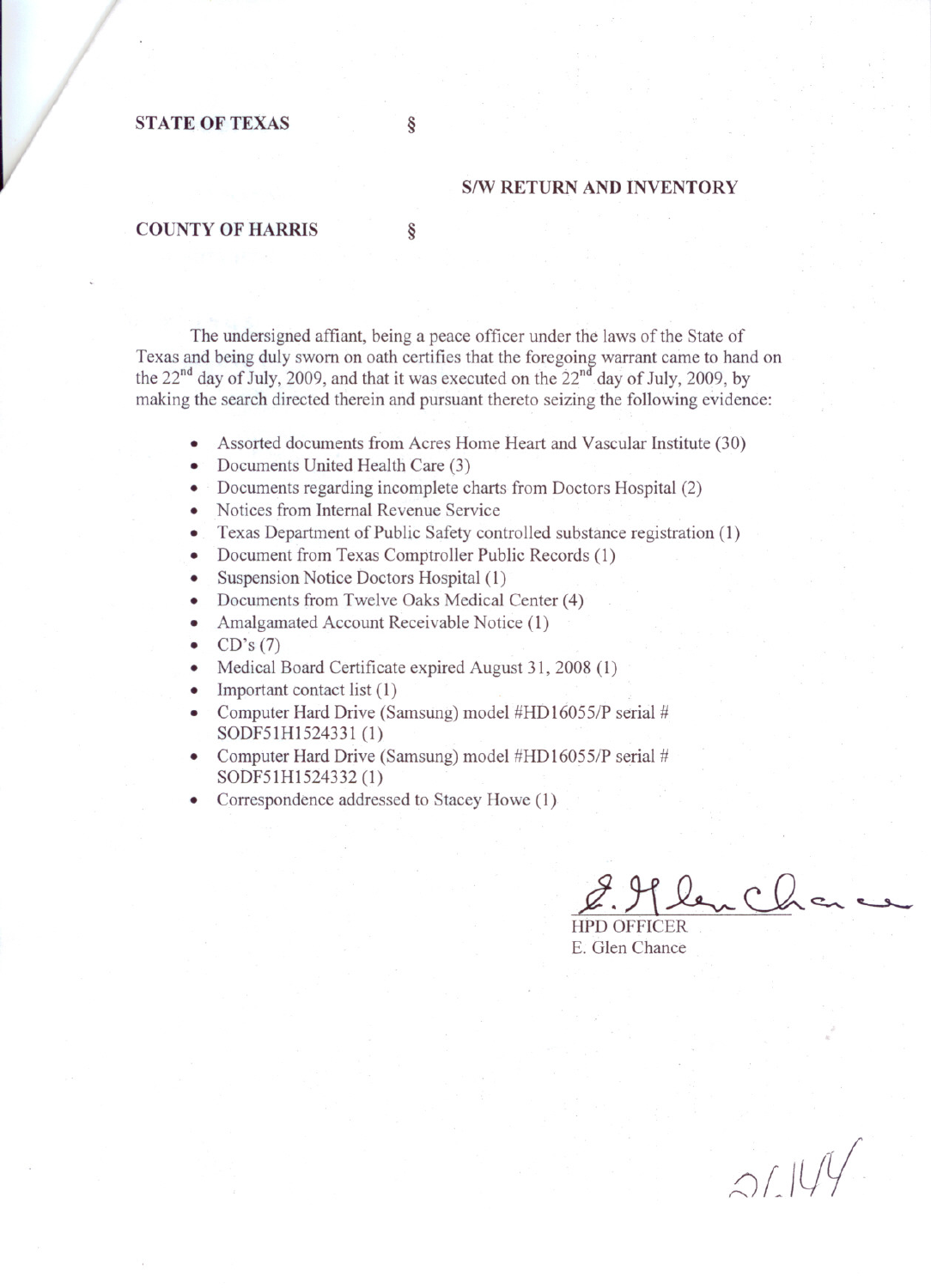STATE OF TEXAS §

**S/W RETURN AND INVENTORY**

COUNTY OF HARRIS §

The undersigned affiant, being a peace officer under the laws of the State of Texas and being duly sworn on oath certifies that the foregoing warrant came to hand on the 22nd day of July, 2009, and that it was executed on the 22nd day of July, 2009, by making the search directed therein and pursuant thereto seizing the following evidence:

- Assorted documents from Acres Home Heart and Vascular Institute (30)
- Documents United Health Care (3)
- Documents regarding incomplete charts from Doctors Hospital (2)
- Notices from Internal Revenue Service
- Texas Department of Public Safety controlled substance registration (1)
- Document from Texas Comptroller Public Records (1)
- Suspension Notice Doctors Hospital (1)
- Documents from Twelve Oaks Medical Center (4)
- Amalgamated Account Receivable Notice (1)
- CD's (7)
- Medical Board Certificate expired August 31, 2008 (1)
- Important contact list (1)
- Computer Hard Drive (Samsung) model #HD16055/P serial # SODF51H1524331 (1)
- Computer Hard Drive (Samsung) model #HD16055/P serial # SODF51H1524332 (1)
- Correspondence addressed to Stacey Howe (1)

E. Glen Chance

HPD OFFICER
E. Glen Chance

21.144